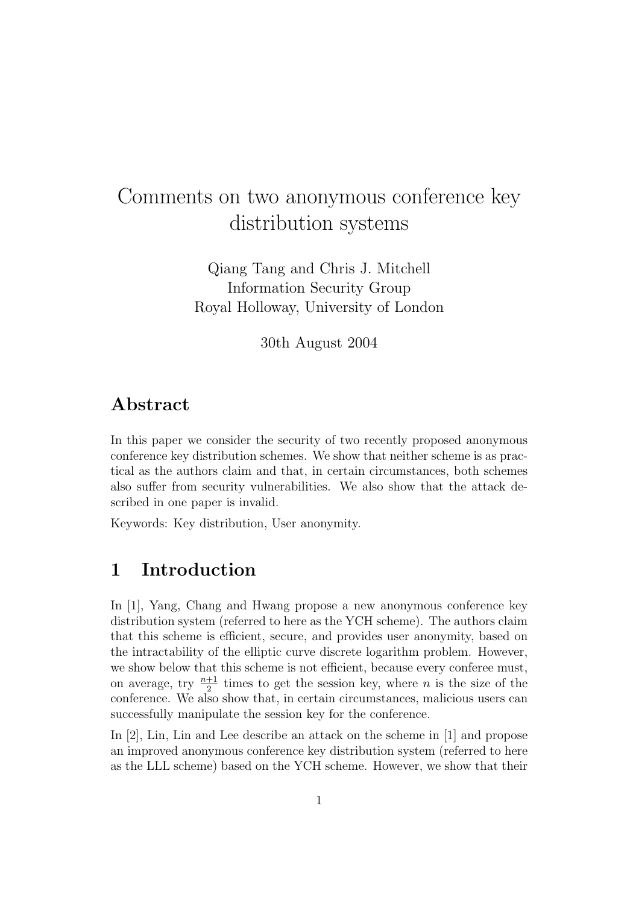# Comments on two anonymous conference key distribution systems

Qiang Tang and Chris J. Mitchell
Information Security Group
Royal Holloway, University of London

30th August 2004

## Abstract

In this paper we consider the security of two recently proposed anonymous conference key distribution schemes. We show that neither scheme is as practical as the authors claim and that, in certain circumstances, both schemes also suffer from security vulnerabilities. We also show that the attack described in one paper is invalid.

Keywords: Key distribution, User anonymity.

## 1 Introduction

In [1], Yang, Chang and Hwang propose a new anonymous conference key distribution system (referred to here as the YCH scheme). The authors claim that this scheme is efficient, secure, and provides user anonymity, based on the intractability of the elliptic curve discrete logarithm problem. However, we show below that this scheme is not efficient, because every conferee must, on average, try $\frac{n+1}{2}$ times to get the session key, where $n$ is the size of the conference. We also show that, in certain circumstances, malicious users can successfully manipulate the session key for the conference.

In [2], Lin, Lin and Lee describe an attack on the scheme in [1] and propose an improved anonymous conference key distribution system (referred to here as the LLL scheme) based on the YCH scheme. However, we show that their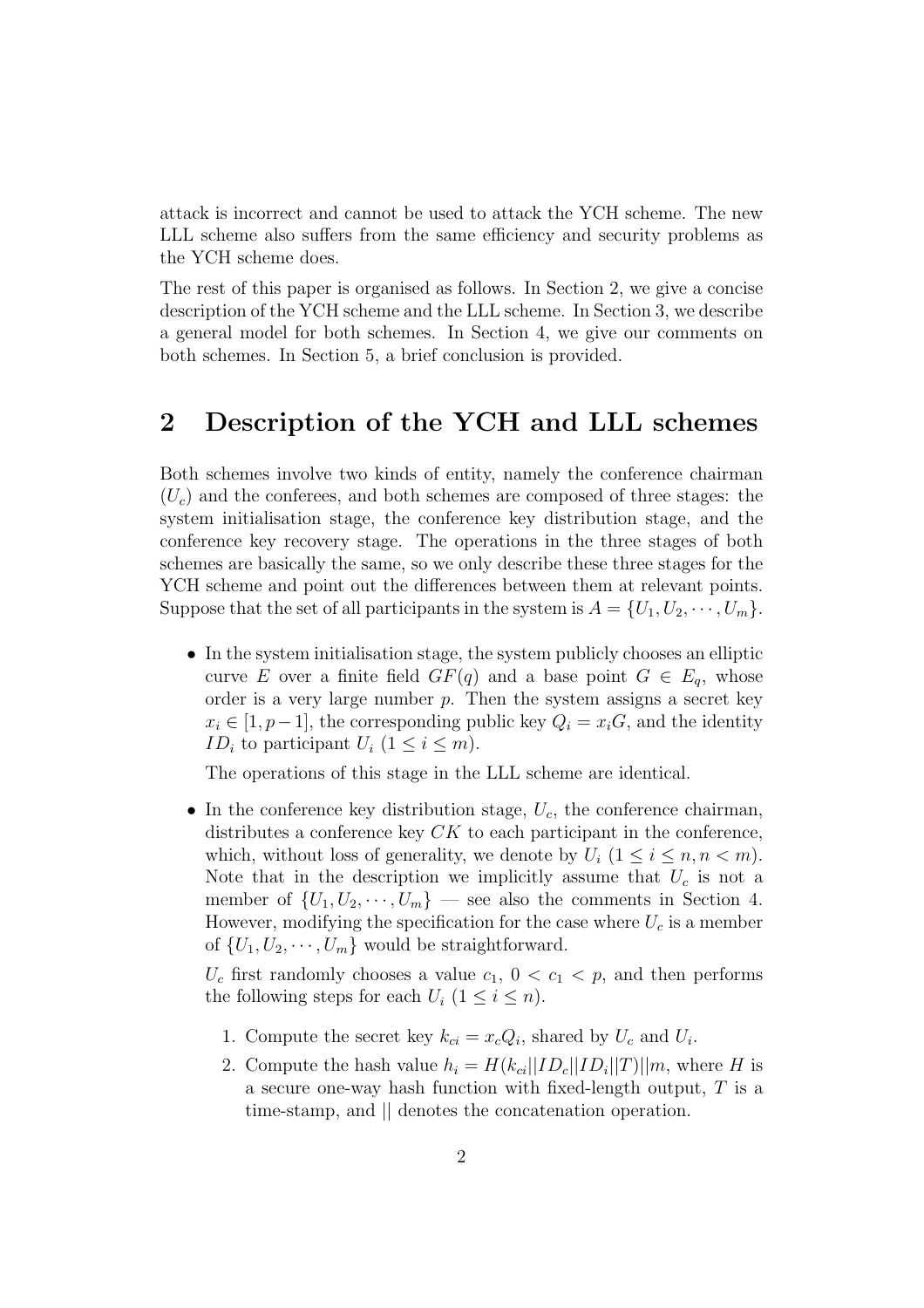attack is incorrect and cannot be used to attack the YCH scheme. The new LLL scheme also suffers from the same efficiency and security problems as the YCH scheme does.

The rest of this paper is organised as follows. In Section 2, we give a concise description of the YCH scheme and the LLL scheme. In Section 3, we describe a general model for both schemes. In Section 4, we give our comments on both schemes. In Section 5, a brief conclusion is provided.

## 2 Description of the YCH and LLL schemes

Both schemes involve two kinds of entity, namely the conference chairman ($U_c$) and the conferees, and both schemes are composed of three stages: the system initialisation stage, the conference key distribution stage, and the conference key recovery stage. The operations in the three stages of both schemes are basically the same, so we only describe these three stages for the YCH scheme and point out the differences between them at relevant points. Suppose that the set of all participants in the system is $A = \{U_1, U_2, \cdots, U_m\}$.

- In the system initialisation stage, the system publicly chooses an elliptic curve $E$ over a finite field $GF(q)$ and a base point $G \in E_q$, whose order is a very large number $p$. Then the system assigns a secret key $x_i \in [1, p-1]$, the corresponding public key $Q_i = x_i G$, and the identity $ID_i$ to participant $U_i$ ($1 \leq i \leq m$).

  The operations of this stage in the LLL scheme are identical.

- In the conference key distribution stage, $U_c$, the conference chairman, distributes a conference key $CK$ to each participant in the conference, which, without loss of generality, we denote by $U_i$ ($1 \leq i \leq n, n < m$). Note that in the description we implicitly assume that $U_c$ is not a member of $\{U_1, U_2, \cdots, U_m\}$ — see also the comments in Section 4. However, modifying the specification for the case where $U_c$ is a member of $\{U_1, U_2, \cdots, U_m\}$ would be straightforward.

  $U_c$ first randomly chooses a value $c_1$, $0 < c_1 < p$, and then performs the following steps for each $U_i$ ($1 \leq i \leq n$).

  1. Compute the secret key $k_{ci} = x_c Q_i$, shared by $U_c$ and $U_i$.
  2. Compute the hash value $h_i = H(k_{ci}||ID_c||ID_i||T)||m$, where $H$ is a secure one-way hash function with fixed-length output, $T$ is a time-stamp, and $||$ denotes the concatenation operation.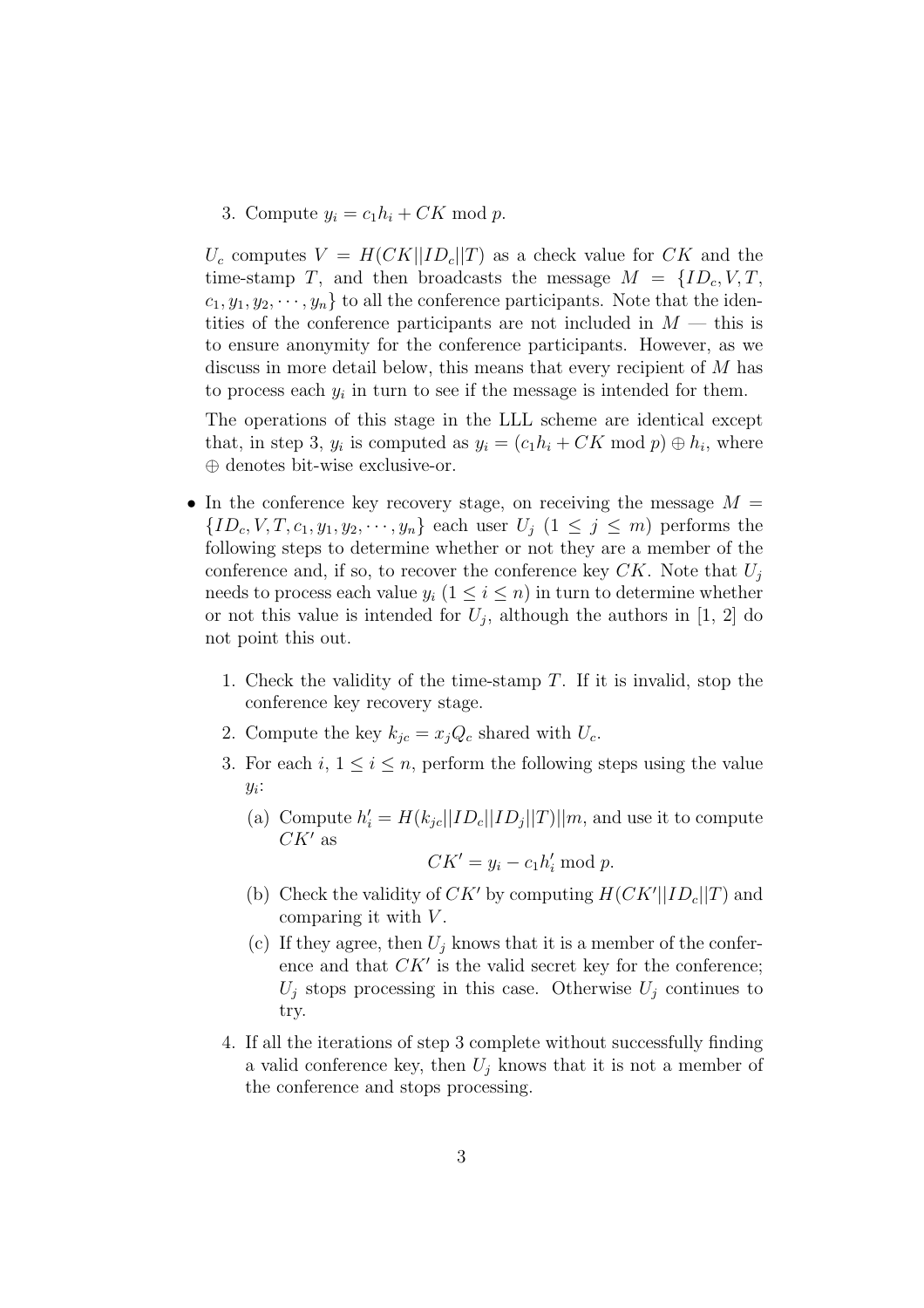3. Compute $y_i = c_1 h_i + CK \bmod p$.

$U_c$ computes $V = H(CK||ID_c||T)$ as a check value for $CK$ and the time-stamp $T$, and then broadcasts the message $M = \{ID_c, V, T, c_1, y_1, y_2, \cdots, y_n\}$ to all the conference participants. Note that the identities of the conference participants are not included in $M$ — this is to ensure anonymity for the conference participants. However, as we discuss in more detail below, this means that every recipient of $M$ has to process each $y_i$ in turn to see if the message is intended for them.

The operations of this stage in the LLL scheme are identical except that, in step 3, $y_i$ is computed as $y_i = (c_1 h_i + CK \bmod p) \oplus h_i$, where $\oplus$ denotes bit-wise exclusive-or.

- In the conference key recovery stage, on receiving the message $M = \{ID_c, V, T, c_1, y_1, y_2, \cdots, y_n\}$ each user $U_j$ $(1 \leq j \leq m)$ performs the following steps to determine whether or not they are a member of the conference and, if so, to recover the conference key $CK$. Note that $U_j$ needs to process each value $y_i$ $(1 \leq i \leq n)$ in turn to determine whether or not this value is intended for $U_j$, although the authors in [1, 2] do not point this out.

  1. Check the validity of the time-stamp $T$. If it is invalid, stop the conference key recovery stage.
  2. Compute the key $k_{jc} = x_j Q_c$ shared with $U_c$.
  3. For each $i$, $1 \leq i \leq n$, perform the following steps using the value $y_i$:
     (a) Compute $h'_i = H(k_{jc}||ID_c||ID_j||T)||m$, and use it to compute $CK'$ as
     $$CK' = y_i - c_1 h'_i \bmod p.$$
     (b) Check the validity of $CK'$ by computing $H(CK'||ID_c||T)$ and comparing it with $V$.
     (c) If they agree, then $U_j$ knows that it is a member of the conference and that $CK'$ is the valid secret key for the conference; $U_j$ stops processing in this case. Otherwise $U_j$ continues to try.
  4. If all the iterations of step 3 complete without successfully finding a valid conference key, then $U_j$ knows that it is not a member of the conference and stops processing.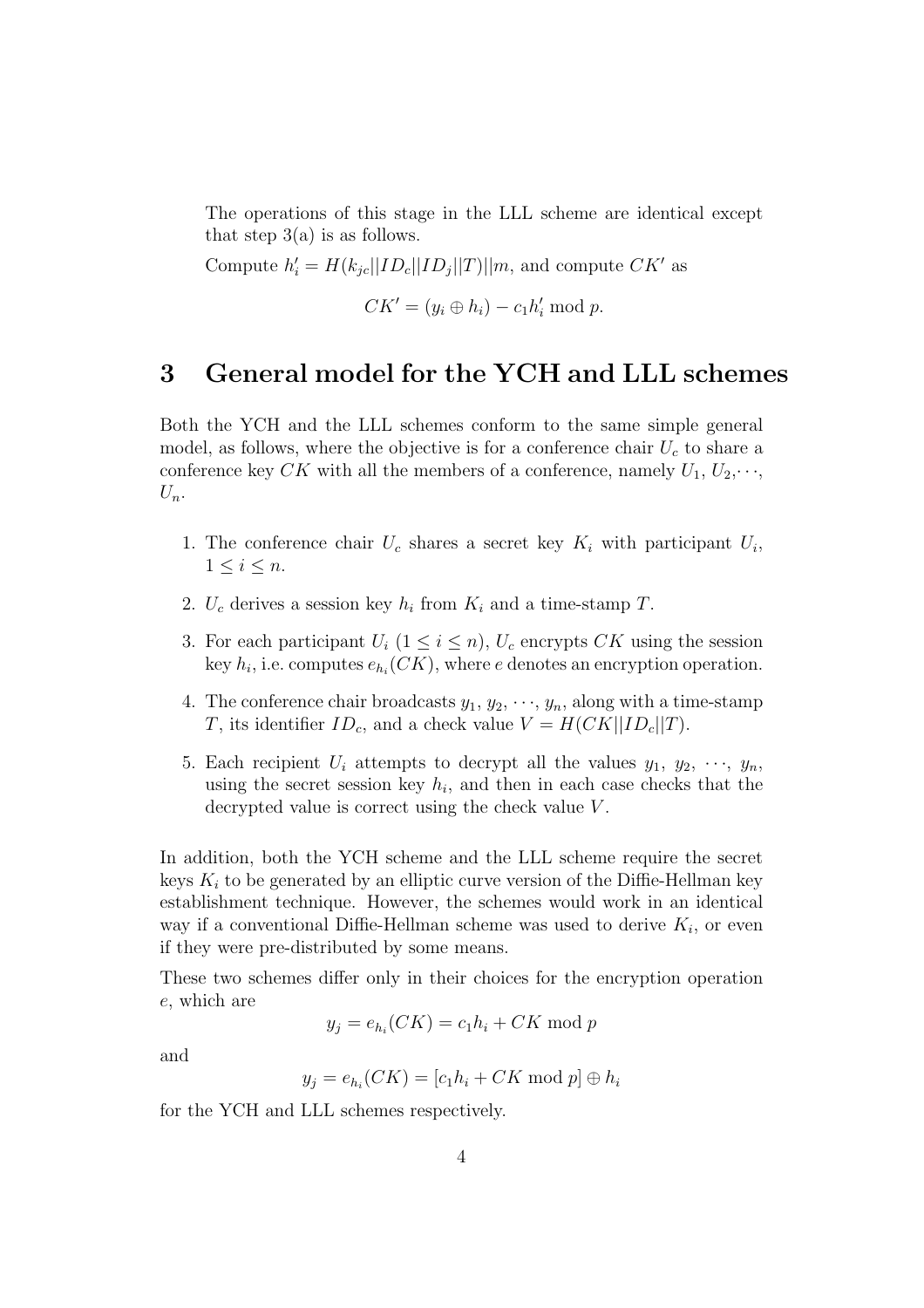The operations of this stage in the LLL scheme are identical except that step 3(a) is as follows.

Compute $h'_i = H(k_{jc}||ID_c||ID_j||T)||m$, and compute $CK'$ as

$$CK' = (y_i \oplus h_i) - c_1 h'_i \bmod p.$$

# 3 General model for the YCH and LLL schemes

Both the YCH and the LLL schemes conform to the same simple general model, as follows, where the objective is for a conference chair $U_c$ to share a conference key $CK$ with all the members of a conference, namely $U_1$, $U_2$, $\cdots$, $U_n$.

1. The conference chair $U_c$ shares a secret key $K_i$ with participant $U_i$, $1 \le i \le n$.
2. $U_c$ derives a session key $h_i$ from $K_i$ and a time-stamp $T$.
3. For each participant $U_i$ ($1 \le i \le n$), $U_c$ encrypts $CK$ using the session key $h_i$, i.e. computes $e_{h_i}(CK)$, where $e$ denotes an encryption operation.
4. The conference chair broadcasts $y_1$, $y_2$, $\cdots$, $y_n$, along with a time-stamp $T$, its identifier $ID_c$, and a check value $V = H(CK||ID_c||T)$.
5. Each recipient $U_i$ attempts to decrypt all the values $y_1$, $y_2$, $\cdots$, $y_n$, using the secret session key $h_i$, and then in each case checks that the decrypted value is correct using the check value $V$.

In addition, both the YCH scheme and the LLL scheme require the secret keys $K_i$ to be generated by an elliptic curve version of the Diffie-Hellman key establishment technique. However, the schemes would work in an identical way if a conventional Diffie-Hellman scheme was used to derive $K_i$, or even if they were pre-distributed by some means.

These two schemes differ only in their choices for the encryption operation $e$, which are

$$y_j = e_{h_i}(CK) = c_1 h_i + CK \bmod p$$

and

$$y_j = e_{h_i}(CK) = [c_1 h_i + CK \bmod p] \oplus h_i$$

for the YCH and LLL schemes respectively.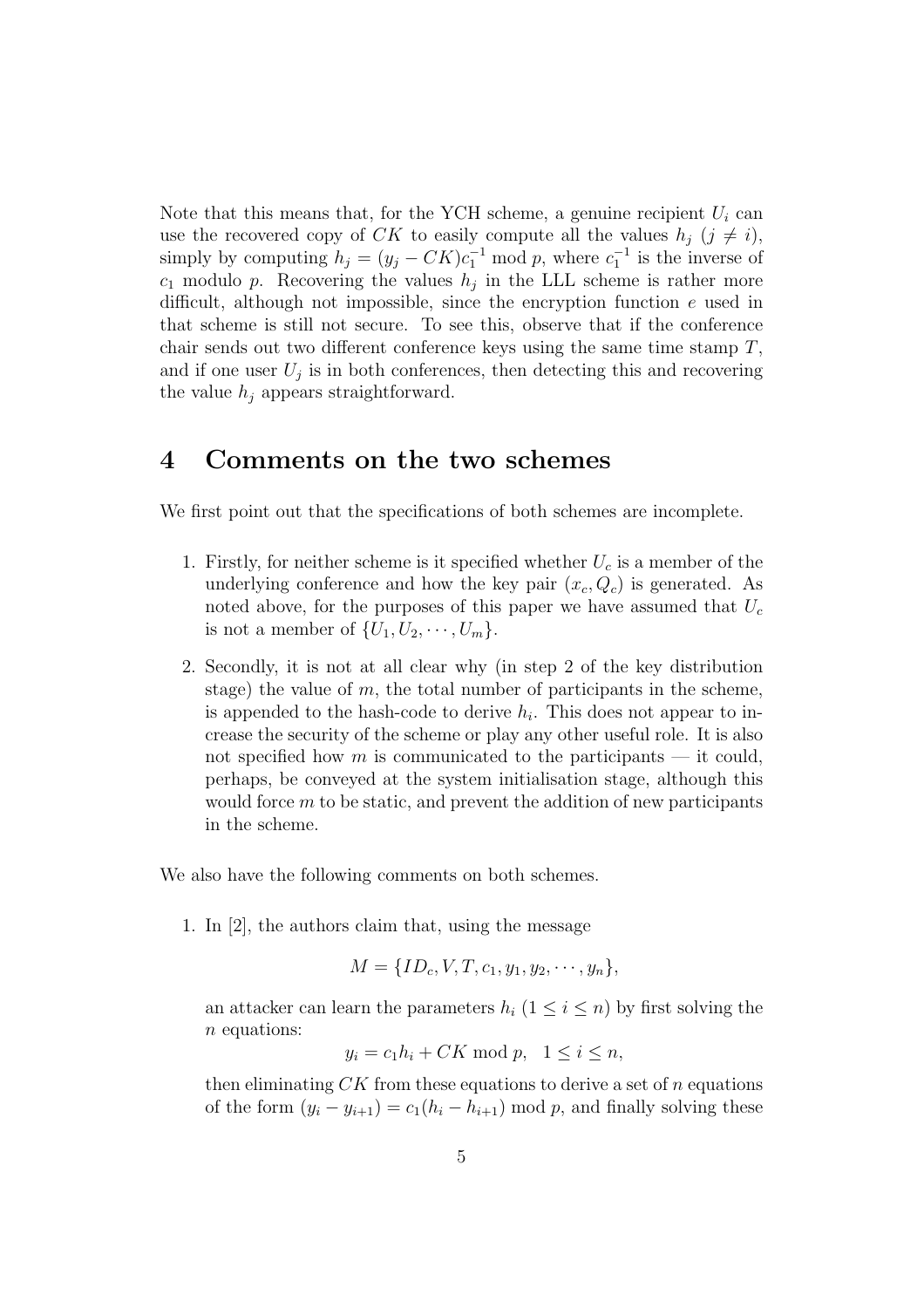Note that this means that, for the YCH scheme, a genuine recipient $U_i$ can use the recovered copy of $CK$ to easily compute all the values $h_j$ ($j \neq i$), simply by computing $h_j = (y_j - CK)c_1^{-1} \bmod p$, where $c_1^{-1}$ is the inverse of $c_1$ modulo $p$. Recovering the values $h_j$ in the LLL scheme is rather more difficult, although not impossible, since the encryption function $e$ used in that scheme is still not secure. To see this, observe that if the conference chair sends out two different conference keys using the same time stamp $T$, and if one user $U_j$ is in both conferences, then detecting this and recovering the value $h_j$ appears straightforward.

# 4 Comments on the two schemes

We first point out that the specifications of both schemes are incomplete.

1. Firstly, for neither scheme is it specified whether $U_c$ is a member of the underlying conference and how the key pair $(x_c, Q_c)$ is generated. As noted above, for the purposes of this paper we have assumed that $U_c$ is not a member of $\{U_1, U_2, \cdots, U_m\}$.

2. Secondly, it is not at all clear why (in step 2 of the key distribution stage) the value of $m$, the total number of participants in the scheme, is appended to the hash-code to derive $h_i$. This does not appear to increase the security of the scheme or play any other useful role. It is also not specified how $m$ is communicated to the participants — it could, perhaps, be conveyed at the system initialisation stage, although this would force $m$ to be static, and prevent the addition of new participants in the scheme.

We also have the following comments on both schemes.

1. In [2], the authors claim that, using the message

$$M = \{ID_c, V, T, c_1, y_1, y_2, \cdots, y_n\},$$

an attacker can learn the parameters $h_i$ ($1 \leq i \leq n$) by first solving the $n$ equations:

$$y_i = c_1 h_i + CK \bmod p, \quad 1 \leq i \leq n,$$

then eliminating $CK$ from these equations to derive a set of $n$ equations of the form $(y_i - y_{i+1}) = c_1(h_i - h_{i+1}) \bmod p$, and finally solving these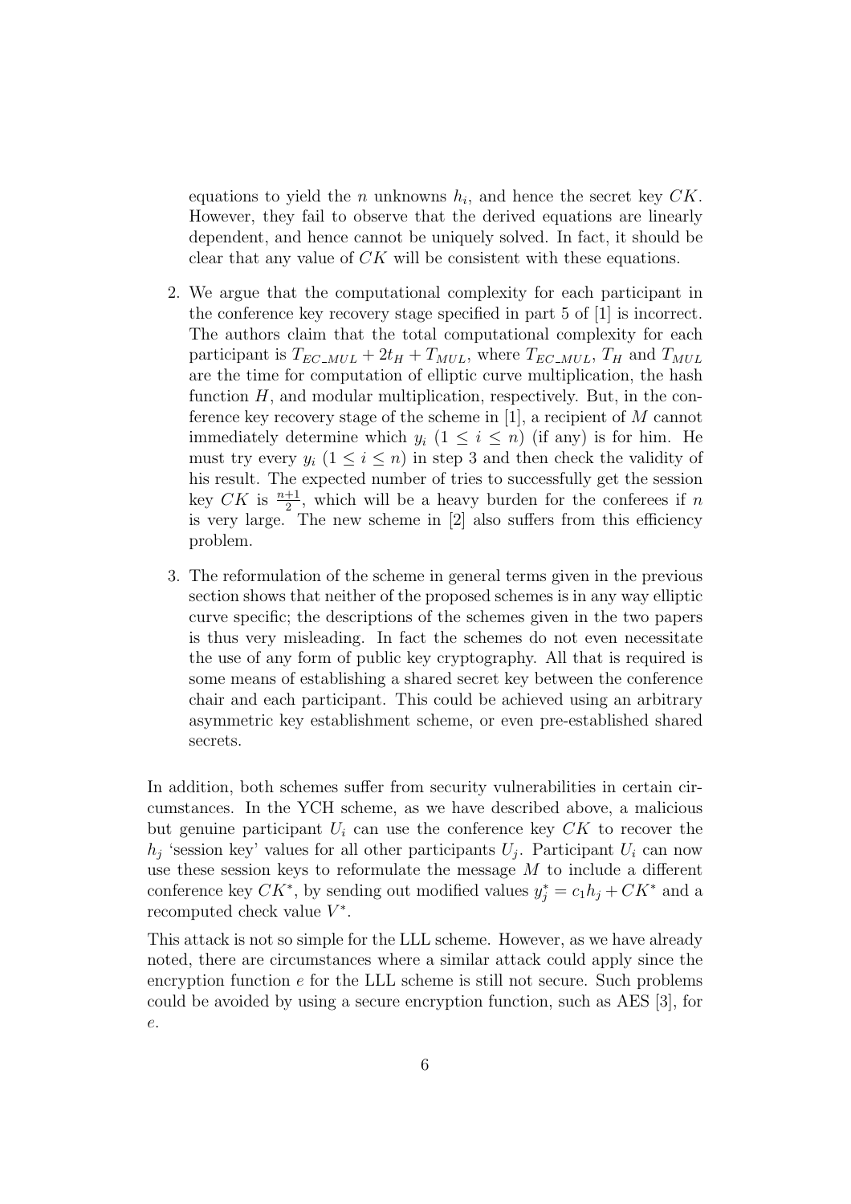equations to yield the $n$ unknowns $h_i$, and hence the secret key $CK$. However, they fail to observe that the derived equations are linearly dependent, and hence cannot be uniquely solved. In fact, it should be clear that any value of $CK$ will be consistent with these equations.

2. We argue that the computational complexity for each participant in the conference key recovery stage specified in part 5 of [1] is incorrect. The authors claim that the total computational complexity for each participant is $T_{EC\_MUL} + 2t_H + T_{MUL}$, where $T_{EC\_MUL}$, $T_H$ and $T_{MUL}$ are the time for computation of elliptic curve multiplication, the hash function $H$, and modular multiplication, respectively. But, in the conference key recovery stage of the scheme in [1], a recipient of $M$ cannot immediately determine which $y_i$ $(1 \le i \le n)$ (if any) is for him. He must try every $y_i$ $(1 \le i \le n)$ in step 3 and then check the validity of his result. The expected number of tries to successfully get the session key $CK$ is $\frac{n+1}{2}$, which will be a heavy burden for the conferees if $n$ is very large. The new scheme in [2] also suffers from this efficiency problem.

3. The reformulation of the scheme in general terms given in the previous section shows that neither of the proposed schemes is in any way elliptic curve specific; the descriptions of the schemes given in the two papers is thus very misleading. In fact the schemes do not even necessitate the use of any form of public key cryptography. All that is required is some means of establishing a shared secret key between the conference chair and each participant. This could be achieved using an arbitrary asymmetric key establishment scheme, or even pre-established shared secrets.

In addition, both schemes suffer from security vulnerabilities in certain circumstances. In the YCH scheme, as we have described above, a malicious but genuine participant $U_i$ can use the conference key $CK$ to recover the $h_j$ 'session key' values for all other participants $U_j$. Participant $U_i$ can now use these session keys to reformulate the message $M$ to include a different conference key $CK^*$, by sending out modified values $y_j^* = c_1 h_j + CK^*$ and a recomputed check value $V^*$.

This attack is not so simple for the LLL scheme. However, as we have already noted, there are circumstances where a similar attack could apply since the encryption function $e$ for the LLL scheme is still not secure. Such problems could be avoided by using a secure encryption function, such as AES [3], for $e$.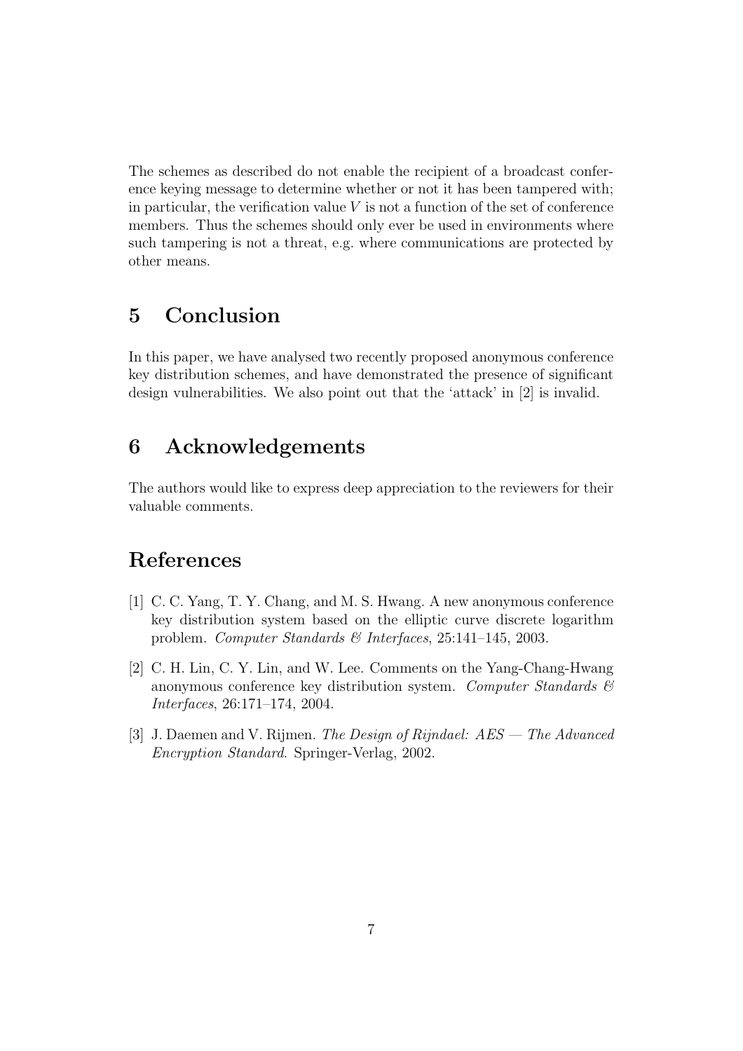The schemes as described do not enable the recipient of a broadcast conference keying message to determine whether or not it has been tampered with; in particular, the verification value $V$ is not a function of the set of conference members. Thus the schemes should only ever be used in environments where such tampering is not a threat, e.g. where communications are protected by other means.

## 5 Conclusion

In this paper, we have analysed two recently proposed anonymous conference key distribution schemes, and have demonstrated the presence of significant design vulnerabilities. We also point out that the 'attack' in [2] is invalid.

## 6 Acknowledgements

The authors would like to express deep appreciation to the reviewers for their valuable comments.

## References

[1] C. C. Yang, T. Y. Chang, and M. S. Hwang. A new anonymous conference key distribution system based on the elliptic curve discrete logarithm problem. *Computer Standards & Interfaces*, 25:141–145, 2003.

[2] C. H. Lin, C. Y. Lin, and W. Lee. Comments on the Yang-Chang-Hwang anonymous conference key distribution system. *Computer Standards & Interfaces*, 26:171–174, 2004.

[3] J. Daemen and V. Rijmen. *The Design of Rijndael: AES — The Advanced Encryption Standard*. Springer-Verlag, 2002.